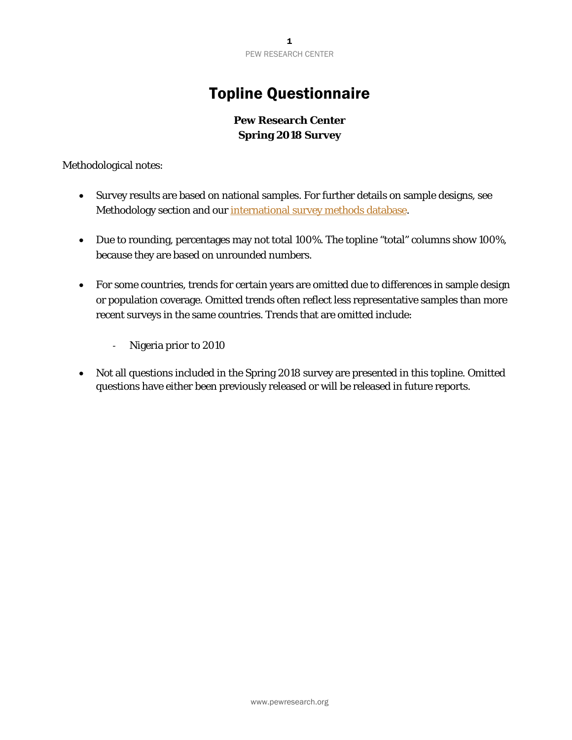# Topline Questionnaire

**Pew Research Center**
**Spring 2018 Survey**

Methodological notes:

- Survey results are based on national samples. For further details on sample designs, see Methodology section and our international survey methods database.

- Due to rounding, percentages may not total 100%. The topline "total" columns show 100%, because they are based on unrounded numbers.

- For some countries, trends for certain years are omitted due to differences in sample design or population coverage. Omitted trends often reflect less representative samples than more recent surveys in the same countries. Trends that are omitted include:

    - Nigeria prior to 2010

- Not all questions included in the Spring 2018 survey are presented in this topline. Omitted questions have either been previously released or will be released in future reports.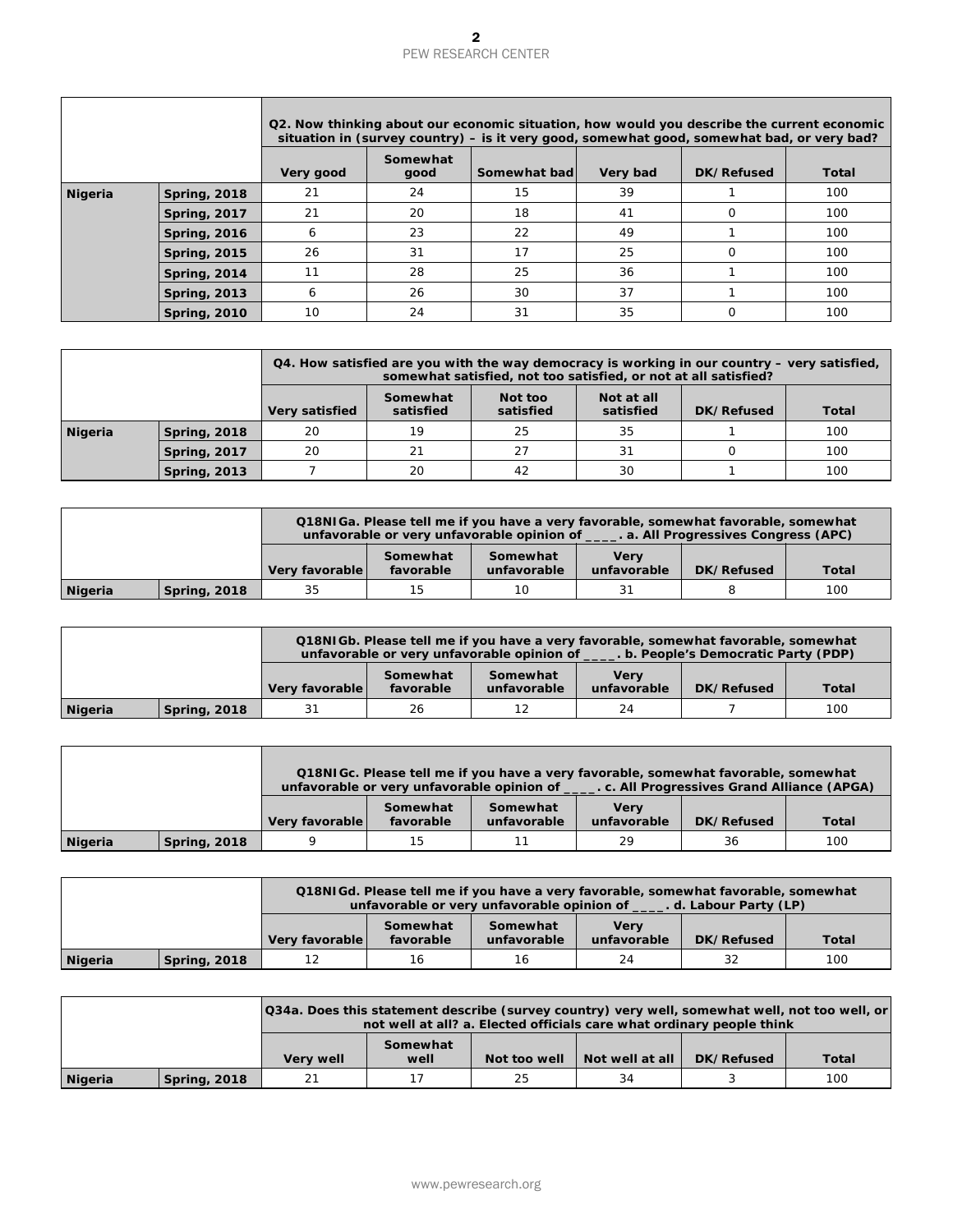| | | Q2. Now thinking about our economic situation, how would you describe the current economic situation in (survey country) – is it very good, somewhat good, somewhat bad, or very bad? | | | | | |
|---|---|---|---|---|---|---|---|
| | | Very good | Somewhat good | Somewhat bad | Very bad | DK/Refused | Total |
| Nigeria | Spring, 2018 | 21 | 24 | 15 | 39 | 1 | 100 |
| | Spring, 2017 | 21 | 20 | 18 | 41 | 0 | 100 |
| | Spring, 2016 | 6 | 23 | 22 | 49 | 1 | 100 |
| | Spring, 2015 | 26 | 31 | 17 | 25 | 0 | 100 |
| | Spring, 2014 | 11 | 28 | 25 | 36 | 1 | 100 |
| | Spring, 2013 | 6 | 26 | 30 | 37 | 1 | 100 |
| | Spring, 2010 | 10 | 24 | 31 | 35 | 0 | 100 |

| | | Q4. How satisfied are you with the way democracy is working in our country – very satisfied, somewhat satisfied, not too satisfied, or not at all satisfied? | | | | | |
|---|---|---|---|---|---|---|---|
| | | Very satisfied | Somewhat satisfied | Not too satisfied | Not at all satisfied | DK/Refused | Total |
| Nigeria | Spring, 2018 | 20 | 19 | 25 | 35 | 1 | 100 |
| | Spring, 2017 | 20 | 21 | 27 | 31 | 0 | 100 |
| | Spring, 2013 | 7 | 20 | 42 | 30 | 1 | 100 |

| | | Q18NIGa. Please tell me if you have a very favorable, somewhat favorable, somewhat unfavorable or very unfavorable opinion of ____. a. All Progressives Congress (APC) | | | | | |
|---|---|---|---|---|---|---|---|
| | | Very favorable | Somewhat favorable | Somewhat unfavorable | Very unfavorable | DK/Refused | Total |
| Nigeria | Spring, 2018 | 35 | 15 | 10 | 31 | 8 | 100 |

| | | Q18NIGb. Please tell me if you have a very favorable, somewhat favorable, somewhat unfavorable or very unfavorable opinion of ____. b. People's Democratic Party (PDP) | | | | | |
|---|---|---|---|---|---|---|---|
| | | Very favorable | Somewhat favorable | Somewhat unfavorable | Very unfavorable | DK/Refused | Total |
| Nigeria | Spring, 2018 | 31 | 26 | 12 | 24 | 7 | 100 |

| | | Q18NIGc. Please tell me if you have a very favorable, somewhat favorable, somewhat unfavorable or very unfavorable opinion of ____. c. All Progressives Grand Alliance (APGA) | | | | | |
|---|---|---|---|---|---|---|---|
| | | Very favorable | Somewhat favorable | Somewhat unfavorable | Very unfavorable | DK/Refused | Total |
| Nigeria | Spring, 2018 | 9 | 15 | 11 | 29 | 36 | 100 |

| | | Q18NIGd. Please tell me if you have a very favorable, somewhat favorable, somewhat unfavorable or very unfavorable opinion of ____. d. Labour Party (LP) | | | | | |
|---|---|---|---|---|---|---|---|
| | | Very favorable | Somewhat favorable | Somewhat unfavorable | Very unfavorable | DK/Refused | Total |
| Nigeria | Spring, 2018 | 12 | 16 | 16 | 24 | 32 | 100 |

| | | Q34a. Does this statement describe (survey country) very well, somewhat well, not too well, or not well at all? a. Elected officials care what ordinary people think | | | | | |
|---|---|---|---|---|---|---|---|
| | | Very well | Somewhat well | Not too well | Not well at all | DK/Refused | Total |
| Nigeria | Spring, 2018 | 21 | 17 | 25 | 34 | 3 | 100 |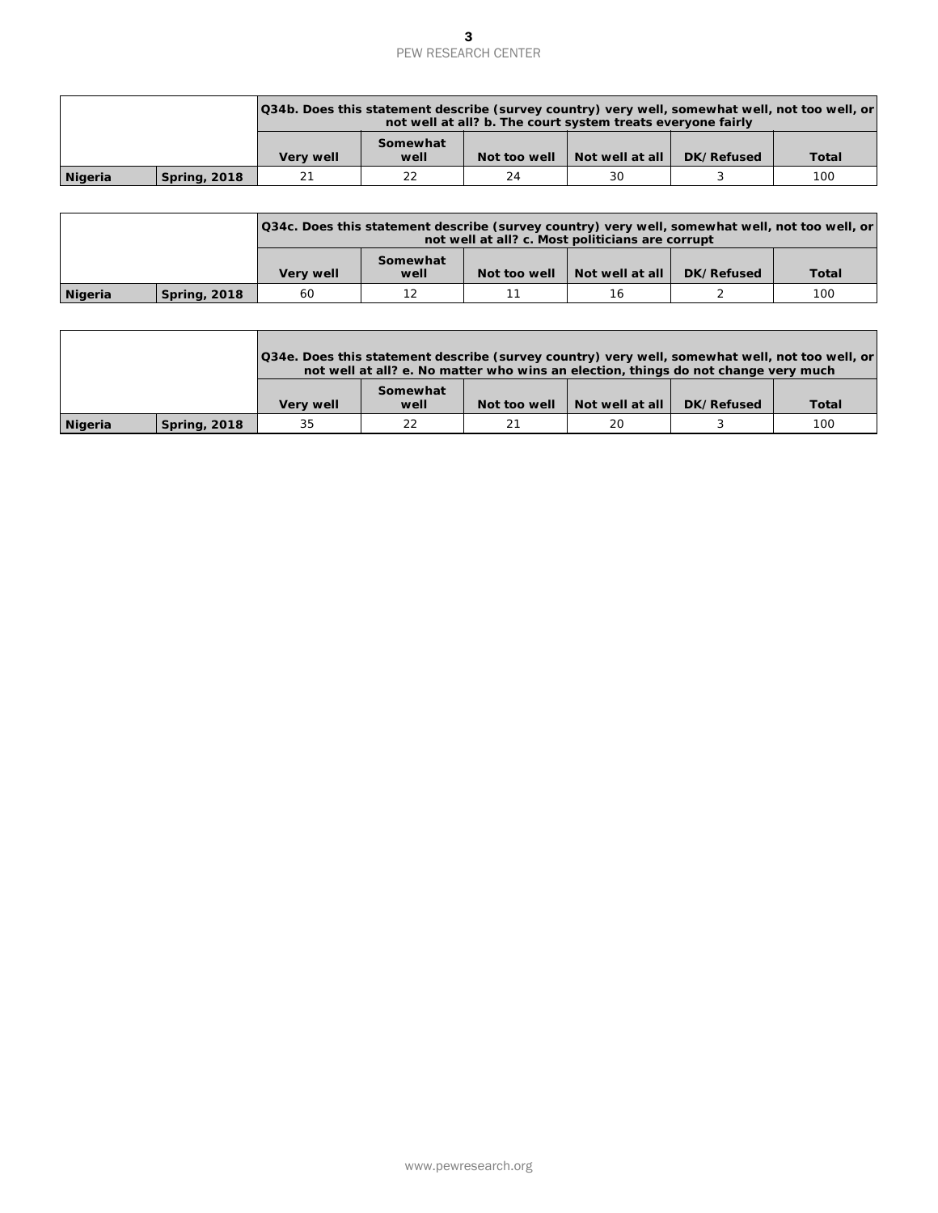| | | Q34b. Does this statement describe (survey country) very well, somewhat well, not too well, or not well at all? b. The court system treats everyone fairly | | | | | |
|---|---|---|---|---|---|---|---|
| | | Very well | Somewhat well | Not too well | Not well at all | DK/Refused | Total |
| **Nigeria** | **Spring, 2018** | 21 | 22 | 24 | 30 | 3 | 100 |

| | | Q34c. Does this statement describe (survey country) very well, somewhat well, not too well, or not well at all? c. Most politicians are corrupt | | | | | |
|---|---|---|---|---|---|---|---|
| | | Very well | Somewhat well | Not too well | Not well at all | DK/Refused | Total |
| **Nigeria** | **Spring, 2018** | 60 | 12 | 11 | 16 | 2 | 100 |

| | | Q34e. Does this statement describe (survey country) very well, somewhat well, not too well, or not well at all? e. No matter who wins an election, things do not change very much | | | | | |
|---|---|---|---|---|---|---|---|
| | | Very well | Somewhat well | Not too well | Not well at all | DK/Refused | Total |
| **Nigeria** | **Spring, 2018** | 35 | 22 | 21 | 20 | 3 | 100 |